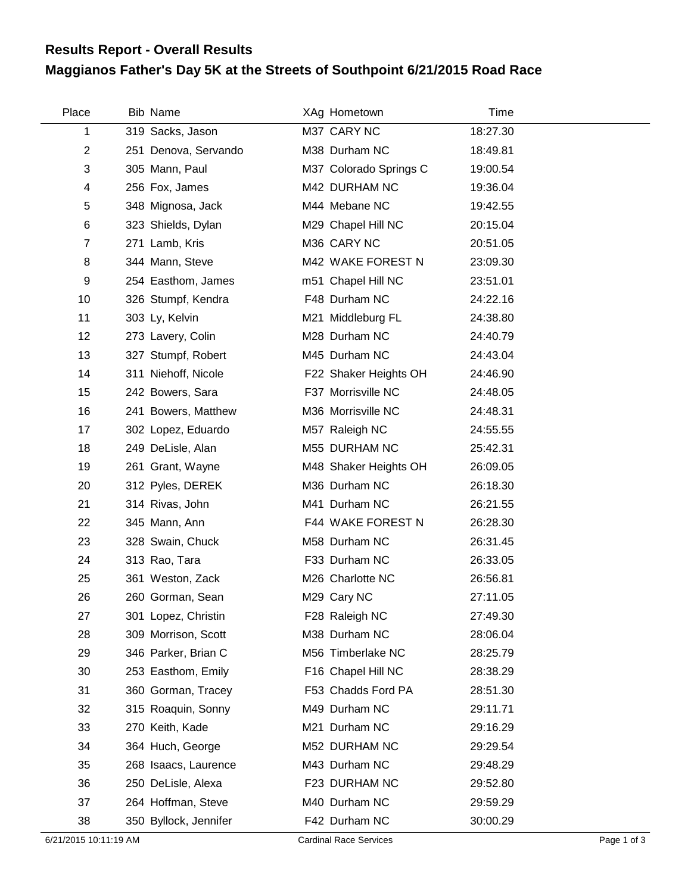## Results Report - Overall Results

# Maggianos Father's Day 5K at the Streets of Southpoint 6/21/2015 Road Race

| Place | Bib | Name | XAg | Hometown | Time |
|---|---|---|---|---|---|
| 1 | 319 | Sacks, Jason | M37 | CARY NC | 18:27.30 |
| 2 | 251 | Denova, Servando | M38 | Durham NC | 18:49.81 |
| 3 | 305 | Mann, Paul | M37 | Colorado Springs C | 19:00.54 |
| 4 | 256 | Fox, James | M42 | DURHAM NC | 19:36.04 |
| 5 | 348 | Mignosa, Jack | M44 | Mebane NC | 19:42.55 |
| 6 | 323 | Shields, Dylan | M29 | Chapel Hill NC | 20:15.04 |
| 7 | 271 | Lamb, Kris | M36 | CARY NC | 20:51.05 |
| 8 | 344 | Mann, Steve | M42 | WAKE FOREST N | 23:09.30 |
| 9 | 254 | Easthom, James | m51 | Chapel Hill NC | 23:51.01 |
| 10 | 326 | Stumpf, Kendra | F48 | Durham NC | 24:22.16 |
| 11 | 303 | Ly, Kelvin | M21 | Middleburg FL | 24:38.80 |
| 12 | 273 | Lavery, Colin | M28 | Durham NC | 24:40.79 |
| 13 | 327 | Stumpf, Robert | M45 | Durham NC | 24:43.04 |
| 14 | 311 | Niehoff, Nicole | F22 | Shaker Heights OH | 24:46.90 |
| 15 | 242 | Bowers, Sara | F37 | Morrisville NC | 24:48.05 |
| 16 | 241 | Bowers, Matthew | M36 | Morrisville NC | 24:48.31 |
| 17 | 302 | Lopez, Eduardo | M57 | Raleigh NC | 24:55.55 |
| 18 | 249 | DeLisle, Alan | M55 | DURHAM NC | 25:42.31 |
| 19 | 261 | Grant, Wayne | M48 | Shaker Heights OH | 26:09.05 |
| 20 | 312 | Pyles, DEREK | M36 | Durham NC | 26:18.30 |
| 21 | 314 | Rivas, John | M41 | Durham NC | 26:21.55 |
| 22 | 345 | Mann, Ann | F44 | WAKE FOREST N | 26:28.30 |
| 23 | 328 | Swain, Chuck | M58 | Durham NC | 26:31.45 |
| 24 | 313 | Rao, Tara | F33 | Durham NC | 26:33.05 |
| 25 | 361 | Weston, Zack | M26 | Charlotte NC | 26:56.81 |
| 26 | 260 | Gorman, Sean | M29 | Cary NC | 27:11.05 |
| 27 | 301 | Lopez, Christin | F28 | Raleigh NC | 27:49.30 |
| 28 | 309 | Morrison, Scott | M38 | Durham NC | 28:06.04 |
| 29 | 346 | Parker, Brian C | M56 | Timberlake NC | 28:25.79 |
| 30 | 253 | Easthom, Emily | F16 | Chapel Hill NC | 28:38.29 |
| 31 | 360 | Gorman, Tracey | F53 | Chadds Ford PA | 28:51.30 |
| 32 | 315 | Roaquin, Sonny | M49 | Durham NC | 29:11.71 |
| 33 | 270 | Keith, Kade | M21 | Durham NC | 29:16.29 |
| 34 | 364 | Huch, George | M52 | DURHAM NC | 29:29.54 |
| 35 | 268 | Isaacs, Laurence | M43 | Durham NC | 29:48.29 |
| 36 | 250 | DeLisle, Alexa | F23 | DURHAM NC | 29:52.80 |
| 37 | 264 | Hoffman, Steve | M40 | Durham NC | 29:59.29 |
| 38 | 350 | Byllock, Jennifer | F42 | Durham NC | 30:00.29 |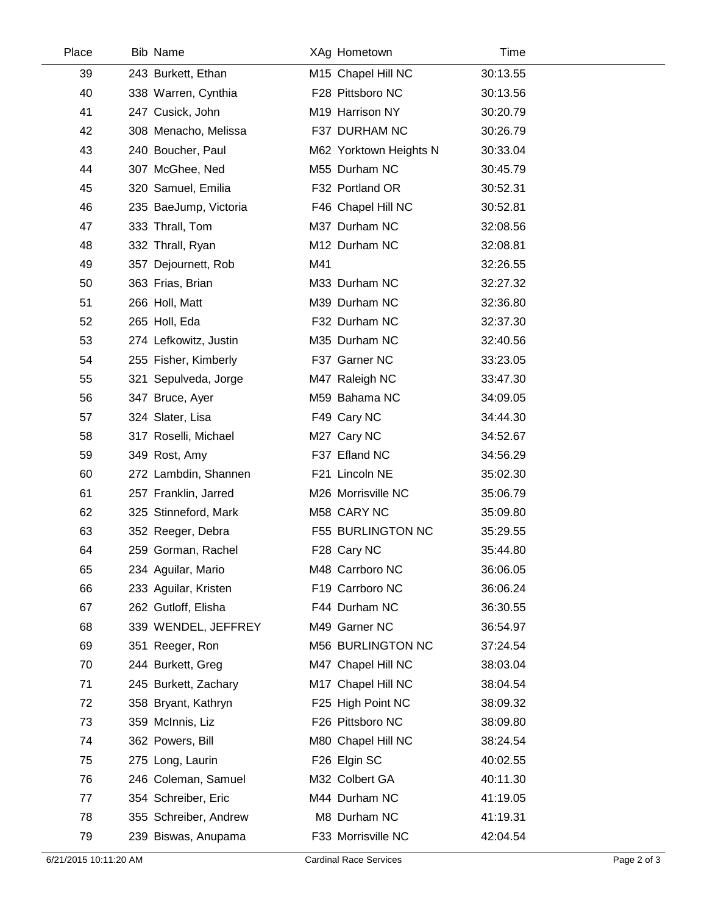| Place | Bib | Name | XAg | Hometown | Time |
|---|---|---|---|---|---|
| 39 | 243 | Burkett, Ethan | M15 | Chapel Hill NC | 30:13.55 |
| 40 | 338 | Warren, Cynthia | F28 | Pittsboro NC | 30:13.56 |
| 41 | 247 | Cusick, John | M19 | Harrison NY | 30:20.79 |
| 42 | 308 | Menacho, Melissa | F37 | DURHAM NC | 30:26.79 |
| 43 | 240 | Boucher, Paul | M62 | Yorktown Heights N | 30:33.04 |
| 44 | 307 | McGhee, Ned | M55 | Durham NC | 30:45.79 |
| 45 | 320 | Samuel, Emilia | F32 | Portland OR | 30:52.31 |
| 46 | 235 | BaeJump, Victoria | F46 | Chapel Hill NC | 30:52.81 |
| 47 | 333 | Thrall, Tom | M37 | Durham NC | 32:08.56 |
| 48 | 332 | Thrall, Ryan | M12 | Durham NC | 32:08.81 |
| 49 | 357 | Dejournett, Rob | M41 | | 32:26.55 |
| 50 | 363 | Frias, Brian | M33 | Durham NC | 32:27.32 |
| 51 | 266 | Holl, Matt | M39 | Durham NC | 32:36.80 |
| 52 | 265 | Holl, Eda | F32 | Durham NC | 32:37.30 |
| 53 | 274 | Lefkowitz, Justin | M35 | Durham NC | 32:40.56 |
| 54 | 255 | Fisher, Kimberly | F37 | Garner NC | 33:23.05 |
| 55 | 321 | Sepulveda, Jorge | M47 | Raleigh NC | 33:47.30 |
| 56 | 347 | Bruce, Ayer | M59 | Bahama NC | 34:09.05 |
| 57 | 324 | Slater, Lisa | F49 | Cary NC | 34:44.30 |
| 58 | 317 | Roselli, Michael | M27 | Cary NC | 34:52.67 |
| 59 | 349 | Rost, Amy | F37 | Efland NC | 34:56.29 |
| 60 | 272 | Lambdin, Shannen | F21 | Lincoln NE | 35:02.30 |
| 61 | 257 | Franklin, Jarred | M26 | Morrisville NC | 35:06.79 |
| 62 | 325 | Stinneford, Mark | M58 | CARY NC | 35:09.80 |
| 63 | 352 | Reeger, Debra | F55 | BURLINGTON NC | 35:29.55 |
| 64 | 259 | Gorman, Rachel | F28 | Cary NC | 35:44.80 |
| 65 | 234 | Aguilar, Mario | M48 | Carrboro NC | 36:06.05 |
| 66 | 233 | Aguilar, Kristen | F19 | Carrboro NC | 36:06.24 |
| 67 | 262 | Gutloff, Elisha | F44 | Durham NC | 36:30.55 |
| 68 | 339 | WENDEL, JEFFREY | M49 | Garner NC | 36:54.97 |
| 69 | 351 | Reeger, Ron | M56 | BURLINGTON NC | 37:24.54 |
| 70 | 244 | Burkett, Greg | M47 | Chapel Hill NC | 38:03.04 |
| 71 | 245 | Burkett, Zachary | M17 | Chapel Hill NC | 38:04.54 |
| 72 | 358 | Bryant, Kathryn | F25 | High Point NC | 38:09.32 |
| 73 | 359 | McInnis, Liz | F26 | Pittsboro NC | 38:09.80 |
| 74 | 362 | Powers, Bill | M80 | Chapel Hill NC | 38:24.54 |
| 75 | 275 | Long, Laurin | F26 | Elgin SC | 40:02.55 |
| 76 | 246 | Coleman, Samuel | M32 | Colbert GA | 40:11.30 |
| 77 | 354 | Schreiber, Eric | M44 | Durham NC | 41:19.05 |
| 78 | 355 | Schreiber, Andrew | M8 | Durham NC | 41:19.31 |
| 79 | 239 | Biswas, Anupama | F33 | Morrisville NC | 42:04.54 |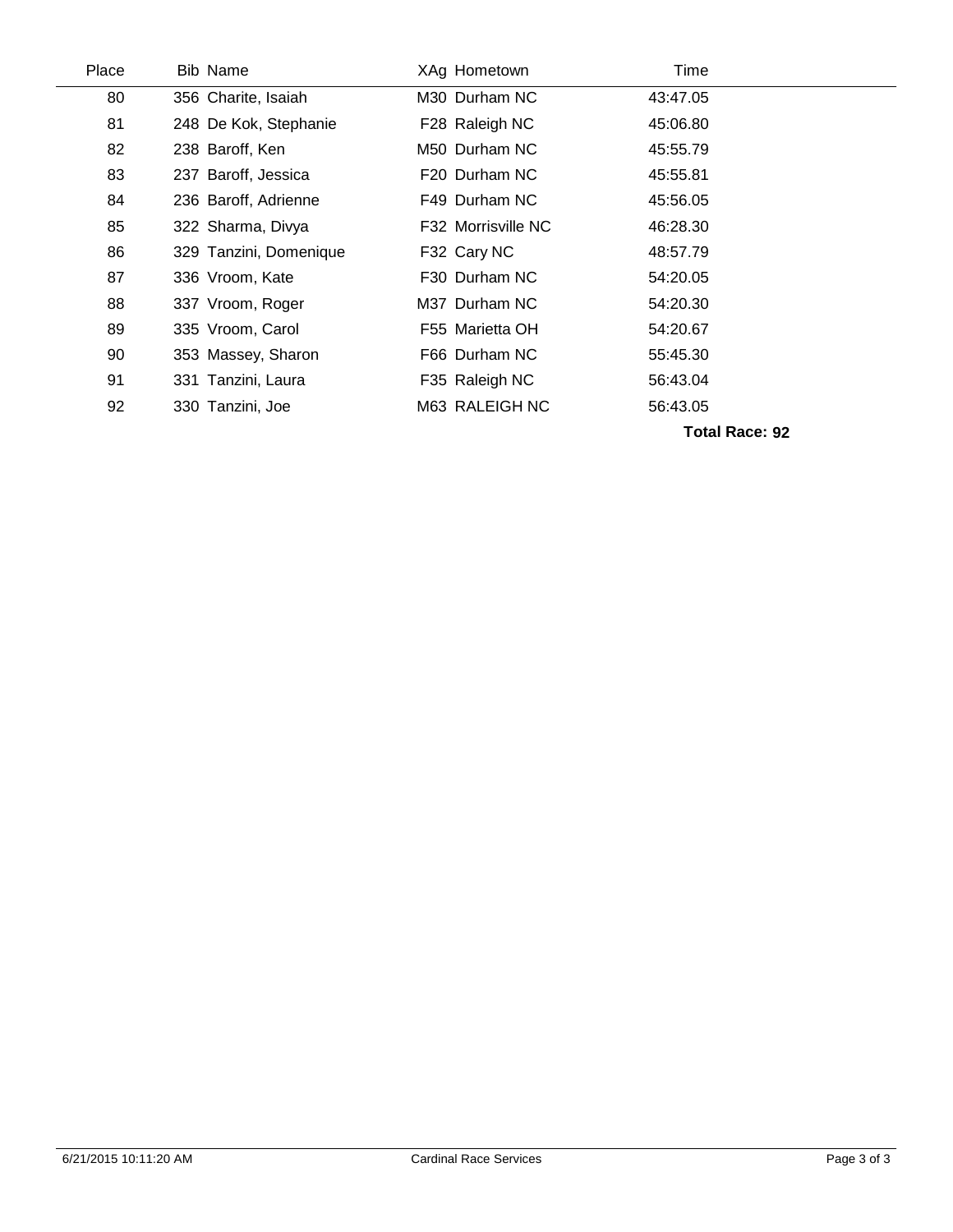| Place | Bib | Name | XAg | Hometown | Time |
|---|---|---|---|---|---|
| 80 | 356 | Charite, Isaiah | M30 | Durham NC | 43:47.05 |
| 81 | 248 | De Kok, Stephanie | F28 | Raleigh NC | 45:06.80 |
| 82 | 238 | Baroff, Ken | M50 | Durham NC | 45:55.79 |
| 83 | 237 | Baroff, Jessica | F20 | Durham NC | 45:55.81 |
| 84 | 236 | Baroff, Adrienne | F49 | Durham NC | 45:56.05 |
| 85 | 322 | Sharma, Divya | F32 | Morrisville NC | 46:28.30 |
| 86 | 329 | Tanzini, Domenique | F32 | Cary NC | 48:57.79 |
| 87 | 336 | Vroom, Kate | F30 | Durham NC | 54:20.05 |
| 88 | 337 | Vroom, Roger | M37 | Durham NC | 54:20.30 |
| 89 | 335 | Vroom, Carol | F55 | Marietta OH | 54:20.67 |
| 90 | 353 | Massey, Sharon | F66 | Durham NC | 55:45.30 |
| 91 | 331 | Tanzini, Laura | F35 | Raleigh NC | 56:43.04 |
| 92 | 330 | Tanzini, Joe | M63 | RALEIGH NC | 56:43.05 |

**Total Race: 92**